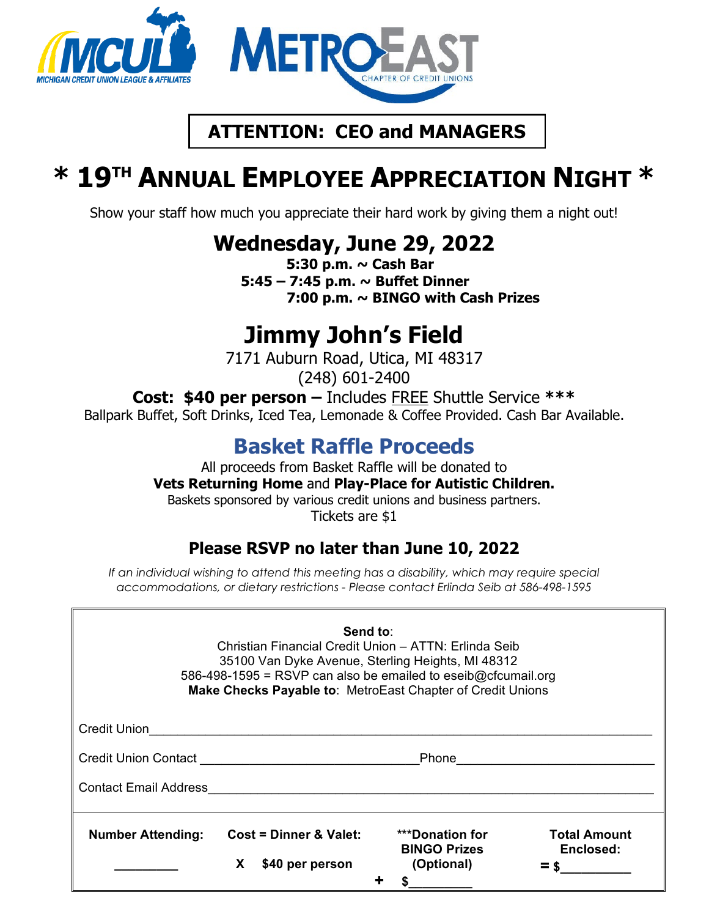MCUL MICHIGAN CREDIT UNION LEAGUE & AFFILIATES

METROEAST CHAPTER OF CREDIT UNIONS

**ATTENTION: CEO and MANAGERS**

# * 19TH ANNUAL EMPLOYEE APPRECIATION NIGHT *

Show your staff how much you appreciate their hard work by giving them a night out!

## Wednesday, June 29, 2022

**5:30 p.m. ~ Cash Bar**
**5:45 – 7:45 p.m. ~ Buffet Dinner**
**7:00 p.m. ~ BINGO with Cash Prizes**

## Jimmy John's Field

7171 Auburn Road, Utica, MI 48317
(248) 601-2400

**Cost: $40 per person –** Includes FREE Shuttle Service ***
Ballpark Buffet, Soft Drinks, Iced Tea, Lemonade & Coffee Provided. Cash Bar Available.

## Basket Raffle Proceeds

All proceeds from Basket Raffle will be donated to
**Vets Returning Home** and **Play-Place for Autistic Children.**
Baskets sponsored by various credit unions and business partners.
Tickets are $1

### Please RSVP no later than June 10, 2022

*If an individual wishing to attend this meeting has a disability, which may require special accommodations, or dietary restrictions - Please contact Erlinda Seib at 586-498-1595*

**Send to**:
Christian Financial Credit Union – ATTN: Erlinda Seib
35100 Van Dyke Avenue, Sterling Heights, MI 48312
586-498-1595 = RSVP can also be emailed to eseib@cfcumail.org
**Make Checks Payable to**: MetroEast Chapter of Credit Unions

Credit Union\_\_\_\_\_\_\_\_\_\_\_\_\_\_\_\_\_\_\_\_\_\_\_\_\_\_\_\_\_\_\_\_\_\_\_\_\_\_\_\_\_\_

Credit Union Contact \_\_\_\_\_\_\_\_\_\_\_\_\_\_\_\_\_\_\_\_ Phone\_\_\_\_\_\_\_\_\_\_\_\_\_\_\_\_\_\_

Contact Email Address\_\_\_\_\_\_\_\_\_\_\_\_\_\_\_\_\_\_\_\_\_\_\_\_\_\_\_\_\_\_\_\_\_\_\_\_\_\_

| Number Attending: | Cost = Dinner & Valet: | ***Donation for BINGO Prizes (Optional) | Total Amount Enclosed: |
|---|---|---|---|
| \_\_\_\_\_\_\_\_\_ | X $40 per person | + $\_\_\_\_\_\_\_\_\_ | = $\_\_\_\_\_\_\_\_\_\_ |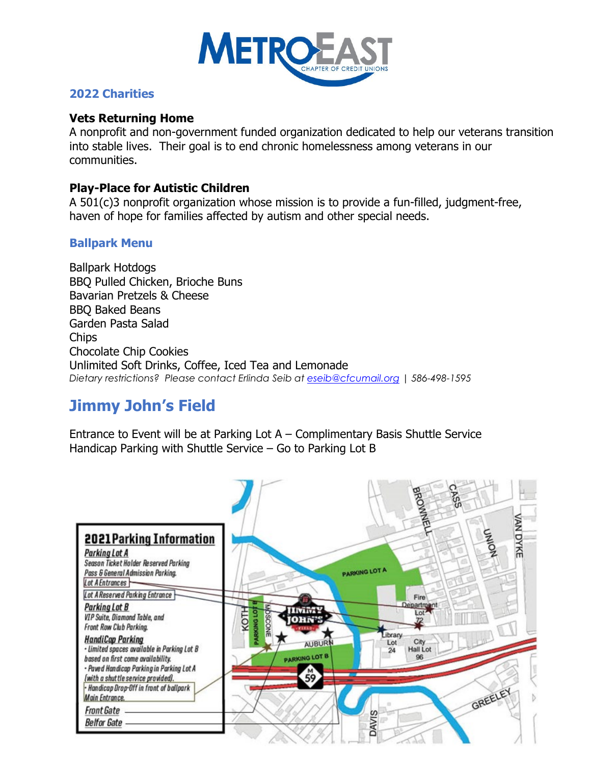# METROEAST
CHAPTER OF CREDIT UNIONS

## 2022 Charities

**Vets Returning Home**
A nonprofit and non-government funded organization dedicated to help our veterans transition into stable lives. Their goal is to end chronic homelessness among veterans in our communities.

**Play-Place for Autistic Children**
A 501(c)3 nonprofit organization whose mission is to provide a fun-filled, judgment-free, haven of hope for families affected by autism and other special needs.

## Ballpark Menu

Ballpark Hotdogs
BBQ Pulled Chicken, Brioche Buns
Bavarian Pretzels & Cheese
BBQ Baked Beans
Garden Pasta Salad
Chips
Chocolate Chip Cookies
Unlimited Soft Drinks, Coffee, Iced Tea and Lemonade
*Dietary restrictions? Please contact Erlinda Seib at eseib@cfcumail.org | 586-498-1595*

# Jimmy John's Field

Entrance to Event will be at Parking Lot A – Complimentary Basis Shuttle Service
Handicap Parking with Shuttle Service – Go to Parking Lot B

**2021 Parking Information**

**Parking Lot A**
Season Ticket Holder Reserved Parking Pass & General Admission Parking.
Lot A Entrances
Lot A Reserved Parking Entrance

**Parking Lot B**
VIP Suite, Diamond Table, and Front Row Club Parking.

**HandiCap Parking**
- Limited spaces available in Parking Lot B based on first come availability.
- Paved Handicap Parking in Parking Lot A (with a shuttle service provided).
- Handicap Drop-Off in front of ballpark Main Entrance.

Front Gate
Belfor Gate

PARKING LOT A · PARKING LOT B · JIMMY JOHN'S FIELD · KOTH · MOSCONE · AUBURN · BROWNELL · CASS · UNION · VAN DYKE · Fire Department Lot 72 · Library Lot 24 · City Hall Lot 96 · M 59 · DAVIS · GREELEY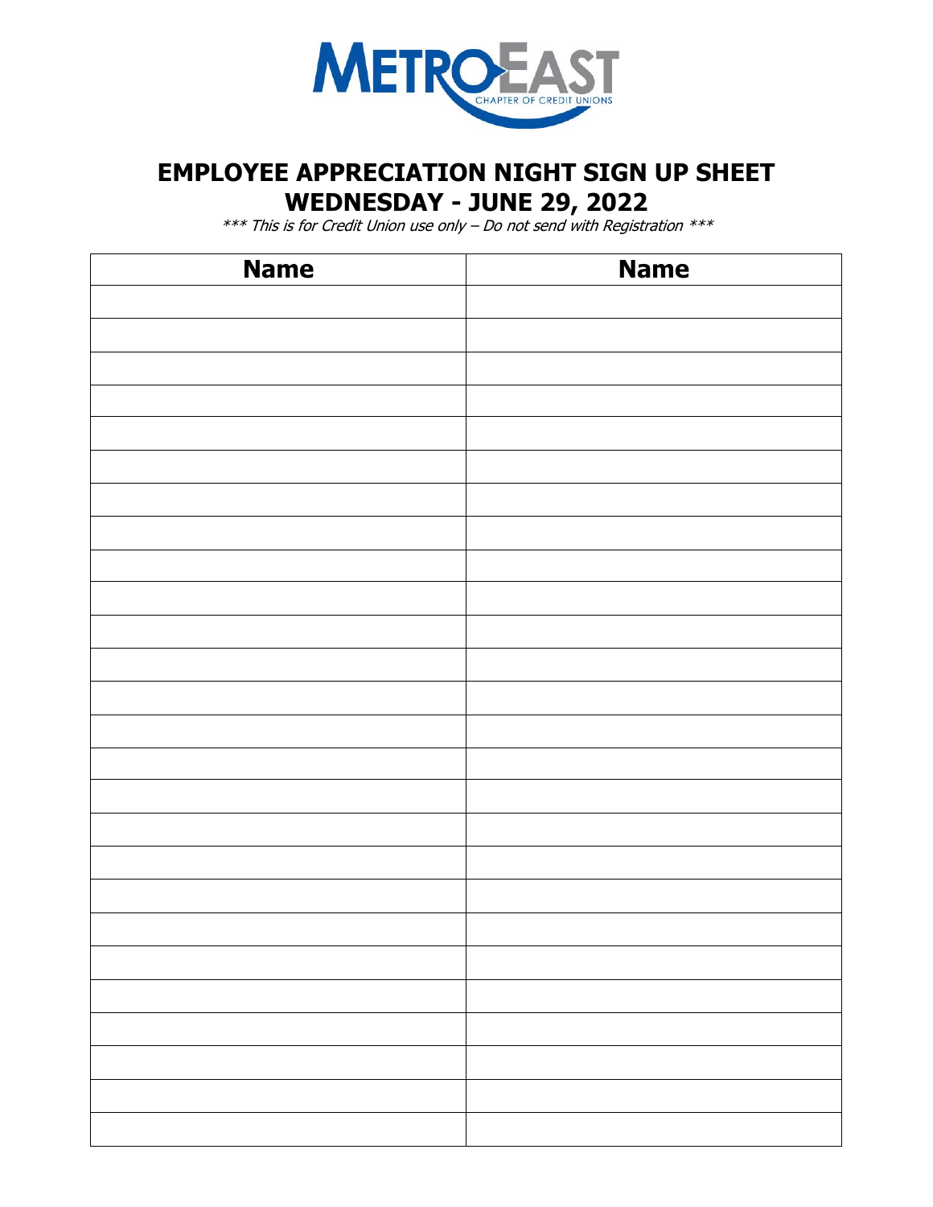# EMPLOYEE APPRECIATION NIGHT SIGN UP SHEET
## WEDNESDAY - JUNE 29, 2022

*\*\*\* This is for Credit Union use only – Do not send with Registration \*\*\**

| Name | Name |
|---|---|
| | |
| | |
| | |
| | |
| | |
| | |
| | |
| | |
| | |
| | |
| | |
| | |
| | |
| | |
| | |
| | |
| | |
| | |
| | |
| | |
| | |
| | |
| | |
| | |
| | |
| | |
| | |